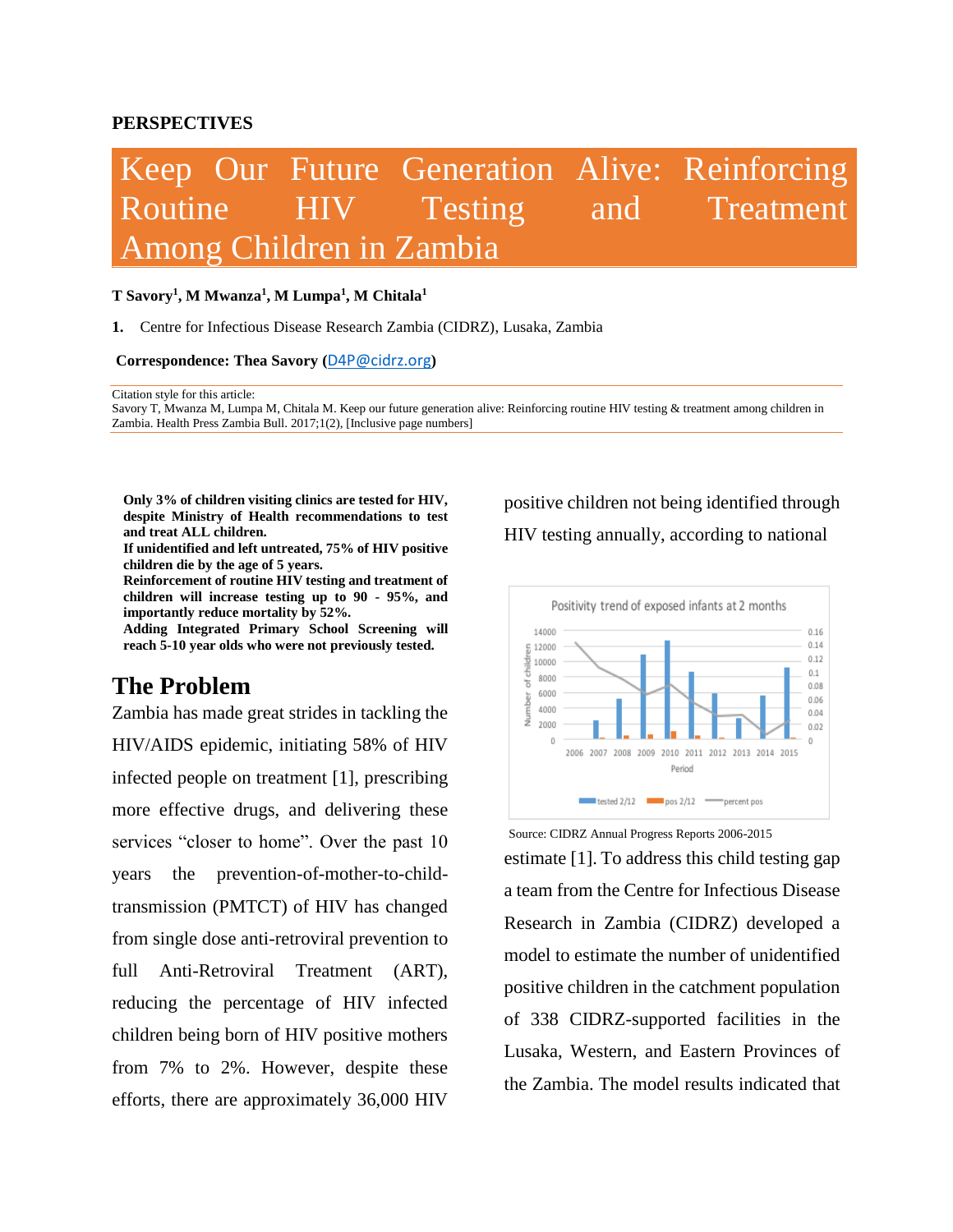PERSPECTIVES

# Keep Our Future Generation Alive: Reinforcing Routine HIV Testing and Treatment Among Children in Zambia

**T Savory[1], M Mwanza[1], M Lumpa[1], M Chitala[1]**

1. Centre for Infectious Disease Research Zambia (CIDRZ), Lusaka, Zambia

**Correspondence: Thea Savory (D4P@cidrz.org)**

Citation style for this article:
Savory T, Mwanza M, Lumpa M, Chitala M. Keep our future generation alive: Reinforcing routine HIV testing & treatment among children in Zambia. Health Press Zambia Bull. 2017;1(2), [Inclusive page numbers]

**Only 3% of children visiting clinics are tested for HIV, despite Ministry of Health recommendations to test and treat ALL children.**
**If unidentified and left untreated, 75% of HIV positive children die by the age of 5 years.**
**Reinforcement of routine HIV testing and treatment of children will increase testing up to 90 - 95%, and importantly reduce mortality by 52%.**
**Adding Integrated Primary School Screening will reach 5-10 year olds who were not previously tested.**

## The Problem

Zambia has made great strides in tackling the HIV/AIDS epidemic, initiating 58% of HIV infected people on treatment [1], prescribing more effective drugs, and delivering these services "closer to home". Over the past 10 years the prevention-of-mother-to-child-transmission (PMTCT) of HIV has changed from single dose anti-retroviral prevention to full Anti-Retroviral Treatment (ART), reducing the percentage of HIV infected children being born of HIV positive mothers from 7% to 2%. However, despite these efforts, there are approximately 36,000 HIV positive children not being identified through HIV testing annually, according to national estimate [1]. To address this child testing gap a team from the Centre for Infectious Disease Research in Zambia (CIDRZ) developed a model to estimate the number of unidentified positive children in the catchment population of 338 CIDRZ-supported facilities in the Lusaka, Western, and Eastern Provinces of the Zambia. The model results indicated that

Source: CIDRZ Annual Progress Reports 2006-2015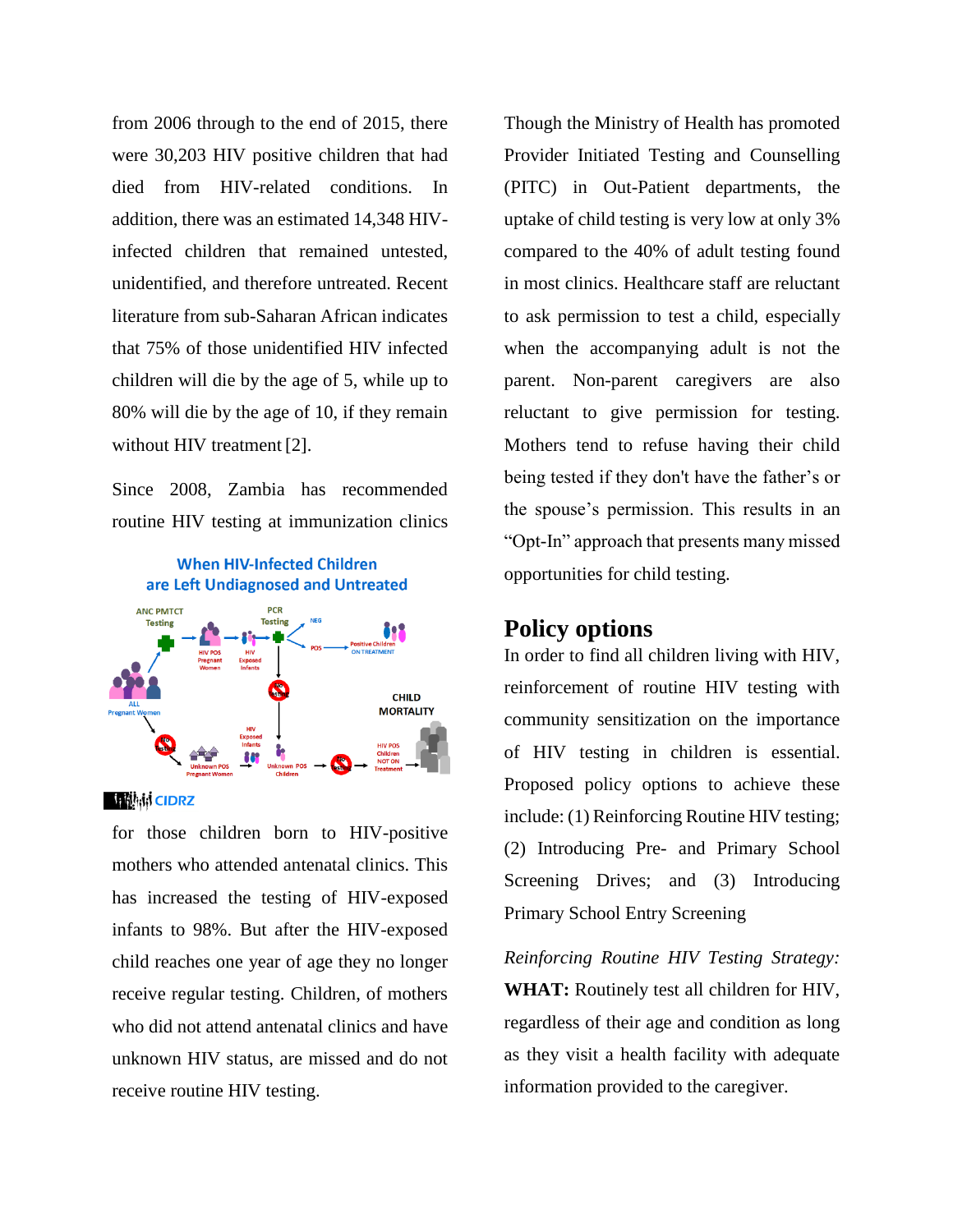from 2006 through to the end of 2015, there were 30,203 HIV positive children that had died from HIV-related conditions. In addition, there was an estimated 14,348 HIV-infected children that remained untested, unidentified, and therefore untreated. Recent literature from sub-Saharan African indicates that 75% of those unidentified HIV infected children will die by the age of 5, while up to 80% will die by the age of 10, if they remain without HIV treatment [2].

Since 2008, Zambia has recommended routine HIV testing at immunization clinics for those children born to HIV-positive mothers who attended antenatal clinics. This has increased the testing of HIV-exposed infants to 98%. But after the HIV-exposed child reaches one year of age they no longer receive regular testing. Children, of mothers who did not attend antenatal clinics and have unknown HIV status, are missed and do not receive routine HIV testing.

Though the Ministry of Health has promoted Provider Initiated Testing and Counselling (PITC) in Out-Patient departments, the uptake of child testing is very low at only 3% compared to the 40% of adult testing found in most clinics. Healthcare staff are reluctant to ask permission to test a child, especially when the accompanying adult is not the parent. Non-parent caregivers are also reluctant to give permission for testing. Mothers tend to refuse having their child being tested if they don't have the father's or the spouse's permission. This results in an "Opt-In" approach that presents many missed opportunities for child testing.

## Policy options

In order to find all children living with HIV, reinforcement of routine HIV testing with community sensitization on the importance of HIV testing in children is essential. Proposed policy options to achieve these include: (1) Reinforcing Routine HIV testing; (2) Introducing Pre- and Primary School Screening Drives; and (3) Introducing Primary School Entry Screening

*Reinforcing Routine HIV Testing Strategy:*
**WHAT:** Routinely test all children for HIV, regardless of their age and condition as long as they visit a health facility with adequate information provided to the caregiver.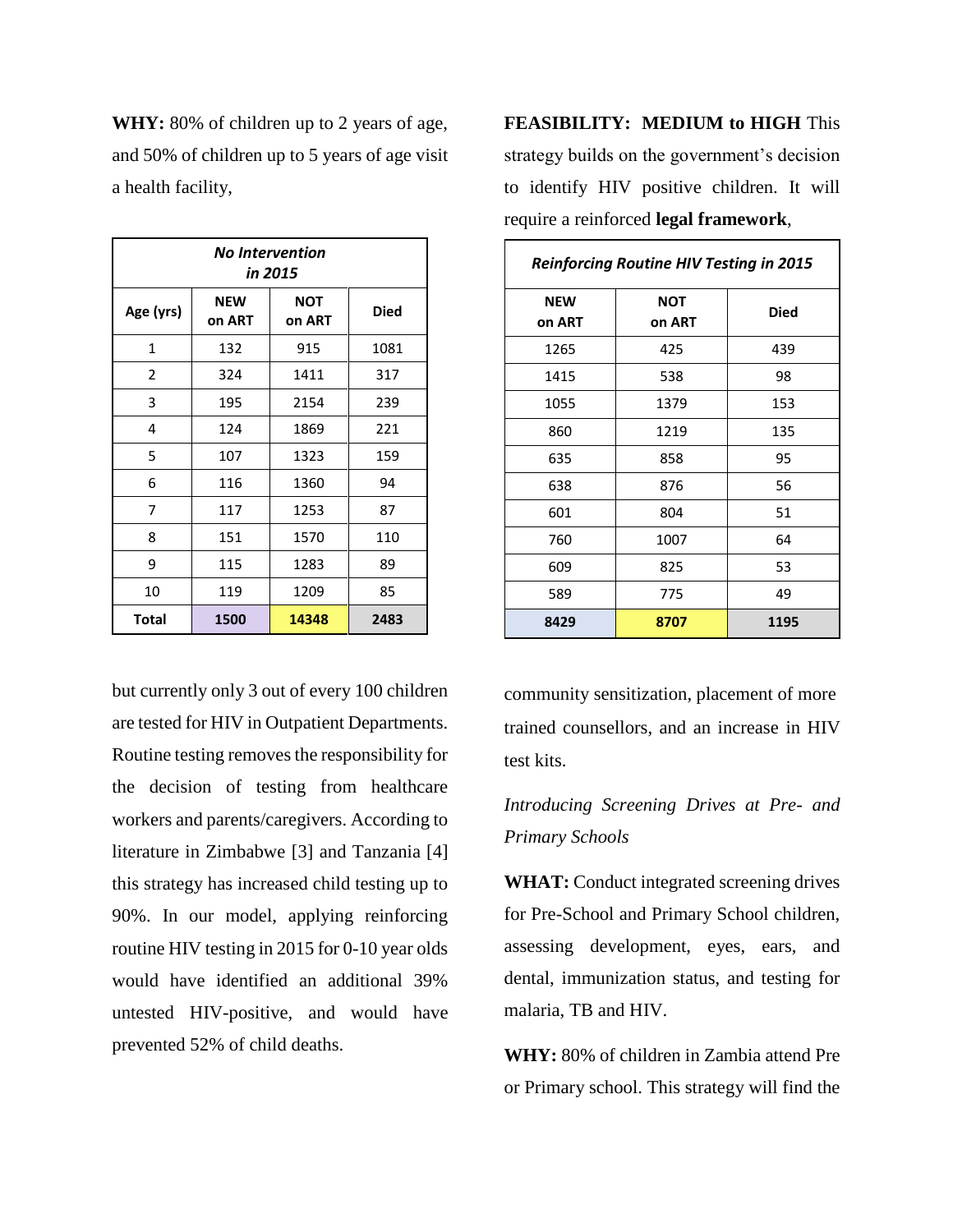**WHY:** 80% of children up to 2 years of age, and 50% of children up to 5 years of age visit a health facility,

| *No Intervention in 2015* | | | |
|---|---|---|---|
| Age (yrs) | NEW on ART | NOT on ART | Died |
| 1 | 132 | 915 | 1081 |
| 2 | 324 | 1411 | 317 |
| 3 | 195 | 2154 | 239 |
| 4 | 124 | 1869 | 221 |
| 5 | 107 | 1323 | 159 |
| 6 | 116 | 1360 | 94 |
| 7 | 117 | 1253 | 87 |
| 8 | 151 | 1570 | 110 |
| 9 | 115 | 1283 | 89 |
| 10 | 119 | 1209 | 85 |
| **Total** | **1500** | **14348** | **2483** |

but currently only 3 out of every 100 children are tested for HIV in Outpatient Departments. Routine testing removes the responsibility for the decision of testing from healthcare workers and parents/caregivers. According to literature in Zimbabwe [3] and Tanzania [4] this strategy has increased child testing up to 90%. In our model, applying reinforcing routine HIV testing in 2015 for 0-10 year olds would have identified an additional 39% untested HIV-positive, and would have prevented 52% of child deaths.

**FEASIBILITY: MEDIUM to HIGH** This strategy builds on the government's decision to identify HIV positive children. It will require a reinforced **legal framework**,

| *Reinforcing Routine HIV Testing in 2015* | | |
|---|---|---|
| NEW on ART | NOT on ART | Died |
| 1265 | 425 | 439 |
| 1415 | 538 | 98 |
| 1055 | 1379 | 153 |
| 860 | 1219 | 135 |
| 635 | 858 | 95 |
| 638 | 876 | 56 |
| 601 | 804 | 51 |
| 760 | 1007 | 64 |
| 609 | 825 | 53 |
| 589 | 775 | 49 |
| **8429** | **8707** | **1195** |

community sensitization, placement of more trained counsellors, and an increase in HIV test kits.

*Introducing Screening Drives at Pre- and Primary Schools*

**WHAT:** Conduct integrated screening drives for Pre-School and Primary School children, assessing development, eyes, ears, and dental, immunization status, and testing for malaria, TB and HIV.

**WHY:** 80% of children in Zambia attend Pre or Primary school. This strategy will find the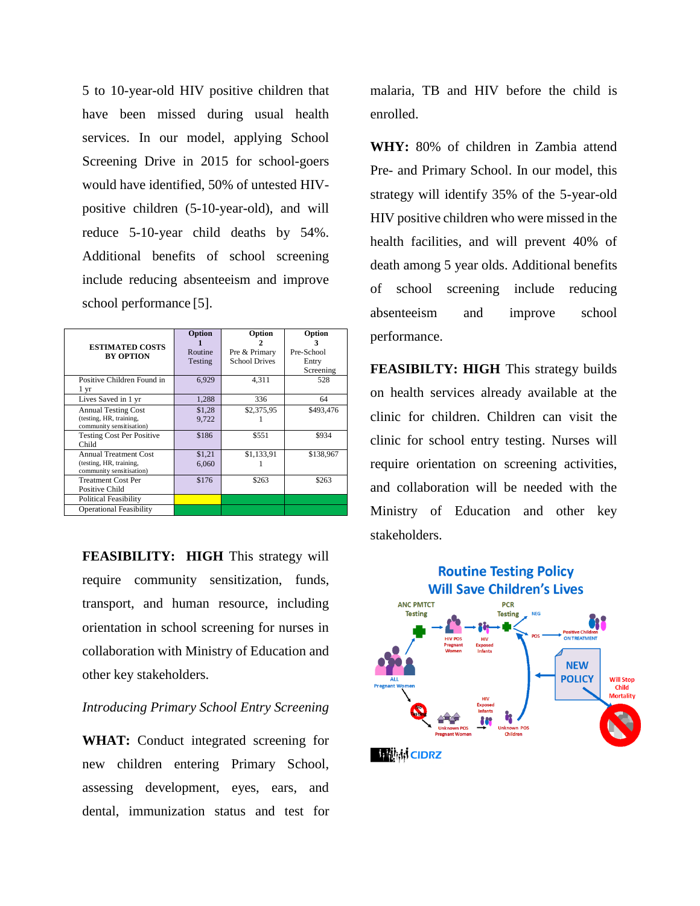5 to 10-year-old HIV positive children that have been missed during usual health services. In our model, applying School Screening Drive in 2015 for school-goers would have identified, 50% of untested HIV-positive children (5-10-year-old), and will reduce 5-10-year child deaths by 54%. Additional benefits of school screening include reducing absenteeism and improve school performance [5].

| ESTIMATED COSTS BY OPTION | Option 1 Routine Testing | Option 2 Pre & Primary School Drives | Option 3 Pre-School Entry Screening |
|---|---|---|---|
| Positive Children Found in 1 yr | 6,929 | 4,311 | 528 |
| Lives Saved in 1 yr | 1,288 | 336 | 64 |
| Annual Testing Cost (testing, HR, training, community sensitisation) | $1,289,722 | $2,375,951 | $493,476 |
| Testing Cost Per Positive Child | $186 | $551 | $934 |
| Annual Treatment Cost (testing, HR, training, community sensitisation) | $1,216,060 | $1,133,911 | $138,967 |
| Treatment Cost Per Positive Child | $176 | $263 | $263 |
| Political Feasibility | | | |
| Operational Feasibility | | | |

**FEASIBILITY: HIGH** This strategy will require community sensitization, funds, transport, and human resource, including orientation in school screening for nurses in collaboration with Ministry of Education and other key stakeholders.

*Introducing Primary School Entry Screening*

**WHAT:** Conduct integrated screening for new children entering Primary School, assessing development, eyes, ears, and dental, immunization status and test for malaria, TB and HIV before the child is enrolled.

**WHY:** 80% of children in Zambia attend Pre- and Primary School. In our model, this strategy will identify 35% of the 5-year-old HIV positive children who were missed in the health facilities, and will prevent 40% of death among 5 year olds. Additional benefits of school screening include reducing absenteeism and improve school performance.

**FEASIBILTY: HIGH** This strategy builds on health services already available at the clinic for children. Children can visit the clinic for school entry testing. Nurses will require orientation on screening activities, and collaboration will be needed with the Ministry of Education and other key stakeholders.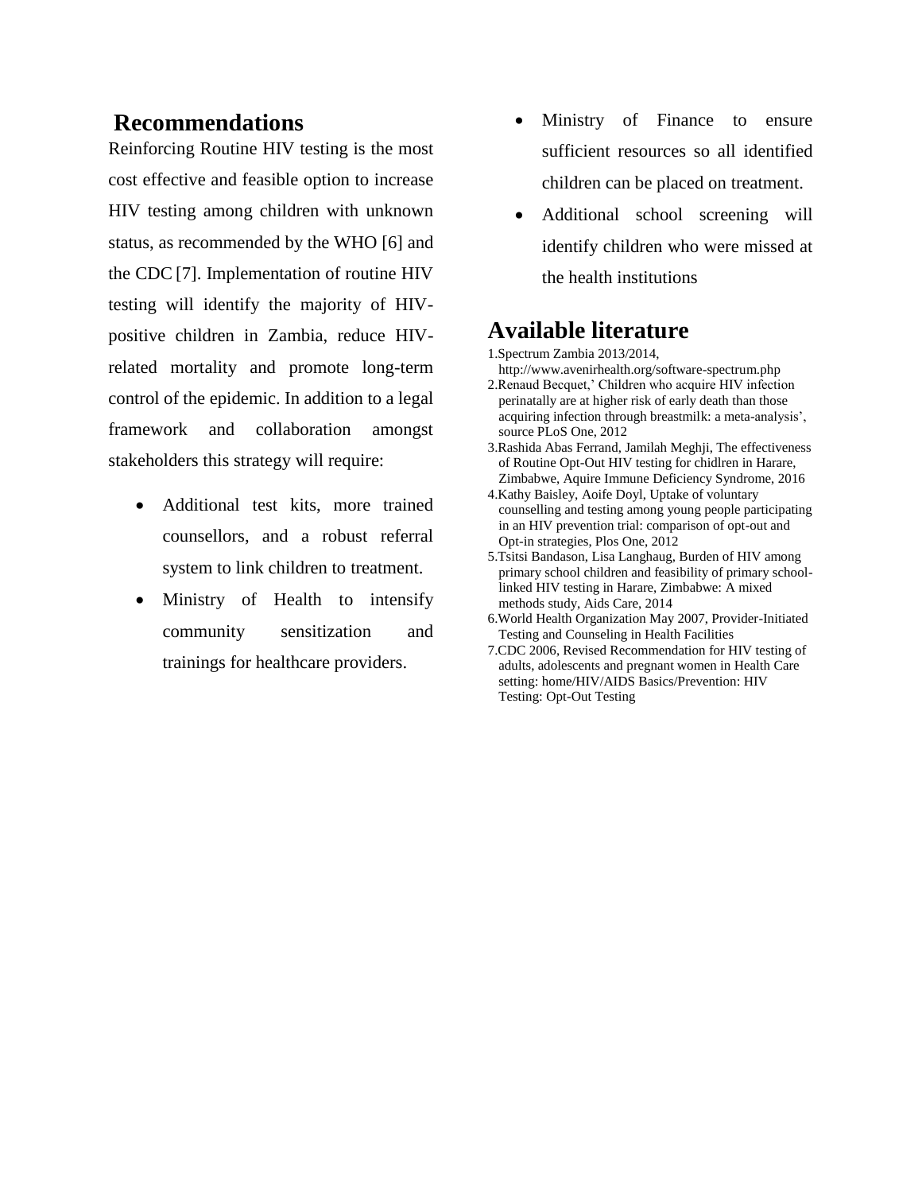## Recommendations

Reinforcing Routine HIV testing is the most cost effective and feasible option to increase HIV testing among children with unknown status, as recommended by the WHO [6] and the CDC [7]. Implementation of routine HIV testing will identify the majority of HIV-positive children in Zambia, reduce HIV-related mortality and promote long-term control of the epidemic. In addition to a legal framework and collaboration amongst stakeholders this strategy will require:

- Additional test kits, more trained counsellors, and a robust referral system to link children to treatment.
- Ministry of Health to intensify community sensitization and trainings for healthcare providers.
- Ministry of Finance to ensure sufficient resources so all identified children can be placed on treatment.
- Additional school screening will identify children who were missed at the health institutions

## Available literature

1. Spectrum Zambia 2013/2014, http://www.avenirhealth.org/software-spectrum.php
2. Renaud Becquet,' Children who acquire HIV infection perinatally are at higher risk of early death than those acquiring infection through breastmilk: a meta-analysis', source PLoS One, 2012
3. Rashida Abas Ferrand, Jamilah Meghji, The effectiveness of Routine Opt-Out HIV testing for chidlren in Harare, Zimbabwe, Aquire Immune Deficiency Syndrome, 2016
4. Kathy Baisley, Aoife Doyl, Uptake of voluntary counselling and testing among young people participating in an HIV prevention trial: comparison of opt-out and Opt-in strategies, Plos One, 2012
5. Tsitsi Bandason, Lisa Langhaug, Burden of HIV among primary school children and feasibility of primary school-linked HIV testing in Harare, Zimbabwe: A mixed methods study, Aids Care, 2014
6. World Health Organization May 2007, Provider-Initiated Testing and Counseling in Health Facilities
7. CDC 2006, Revised Recommendation for HIV testing of adults, adolescents and pregnant women in Health Care setting: home/HIV/AIDS Basics/Prevention: HIV Testing: Opt-Out Testing